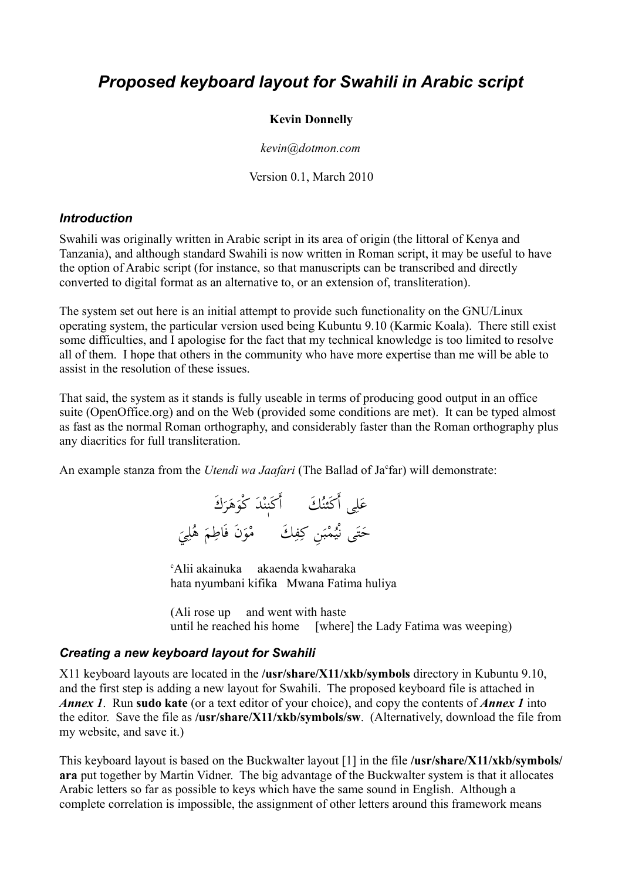# *Proposed keyboard layout for Swahili in Arabic script*

**Kevin Donnelly**

*kevin@dotmon.com*

Version 0.1, March 2010

## *Introduction*

Swahili was originally written in Arabic script in its area of origin (the littoral of Kenya and Tanzania), and although standard Swahili is now written in Roman script, it may be useful to have the option of Arabic script (for instance, so that manuscripts can be transcribed and directly converted to digital format as an alternative to, or an extension of, transliteration).

The system set out here is an initial attempt to provide such functionality on the GNU/Linux operating system, the particular version used being Kubuntu 9.10 (Karmic Koala). There still exist some difficulties, and I apologise for the fact that my technical knowledge is too limited to resolve all of them. I hope that others in the community who have more expertise than me will be able to assist in the resolution of these issues.

That said, the system as it stands is fully useable in terms of producing good output in an office suite (OpenOffice.org) and on the Web (provided some conditions are met). It can be typed almost as fast as the normal Roman orthography, and considerably faster than the Roman orthography plus any diacritics for full transliteration.

An example stanza from the *Utendi wa Jaafari* (The Ballad of Ja<sup>c</sup>far) will demonstrate:

عَلِى أَكَئنُكَ    أَكَىٰنْدَ كْوَهَرَكَ
حَتَى نْيُمْبَنِ كِفِكَ    مْوَنَ فَاطِمَ هُلِيَ

ᶜAlii akainuka    akaenda kwaharaka
hata nyumbani kifika   Mwana Fatima huliya

(Ali rose up    and went with haste
until he reached his home    [where] the Lady Fatima was weeping)

## *Creating a new keyboard layout for Swahili*

X11 keyboard layouts are located in the **/usr/share/X11/xkb/symbols** directory in Kubuntu 9.10, and the first step is adding a new layout for Swahili. The proposed keyboard file is attached in ***Annex 1***. Run **sudo kate** (or a text editor of your choice), and copy the contents of ***Annex 1*** into the editor. Save the file as **/usr/share/X11/xkb/symbols/sw**. (Alternatively, download the file from my website, and save it.)

This keyboard layout is based on the Buckwalter layout [1] in the file **/usr/share/X11/xkb/symbols/ara** put together by Martin Vidner. The big advantage of the Buckwalter system is that it allocates Arabic letters so far as possible to keys which have the same sound in English. Although a complete correlation is impossible, the assignment of other letters around this framework means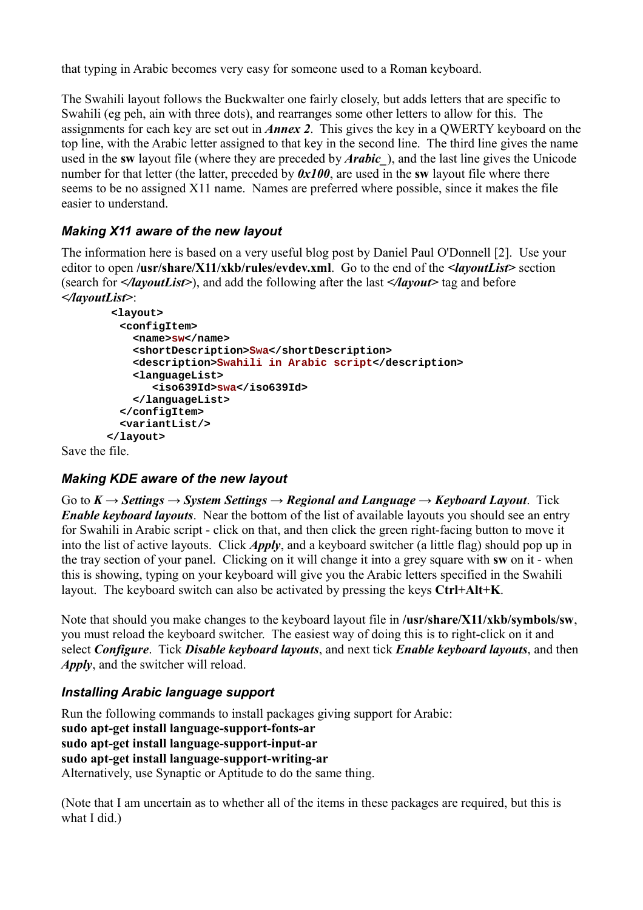that typing in Arabic becomes very easy for someone used to a Roman keyboard.

The Swahili layout follows the Buckwalter one fairly closely, but adds letters that are specific to Swahili (eg peh, ain with three dots), and rearranges some other letters to allow for this. The assignments for each key are set out in ***Annex 2***. This gives the key in a QWERTY keyboard on the top line, with the Arabic letter assigned to that key in the second line. The third line gives the name used in the **sw** layout file (where they are preceded by ***Arabic_***), and the last line gives the Unicode number for that letter (the latter, preceded by ***0x100***, are used in the **sw** layout file where there seems to be no assigned X11 name. Names are preferred where possible, since it makes the file easier to understand.

### *Making X11 aware of the new layout*

The information here is based on a very useful blog post by Daniel Paul O'Donnell [2]. Use your editor to open **/usr/share/X11/xkb/rules/evdev.xml**. Go to the end of the ***<layoutList>*** section (search for ***</layoutList>***), and add the following after the last ***</layout>*** tag and before ***</layoutList>***:

```
 <layout>
  <configItem>
    <name>sw</name>
    <shortDescription>Swa</shortDescription>
    <description>Swahili in Arabic script</description>
    <languageList>
       <iso639Id>swa</iso639Id>
    </languageList>
  </configItem>
  <variantList/>
</layout>
```

Save the file.

### *Making KDE aware of the new layout*

Go to ***K → Settings → System Settings → Regional and Language → Keyboard Layout***. Tick ***Enable keyboard layouts***. Near the bottom of the list of available layouts you should see an entry for Swahili in Arabic script - click on that, and then click the green right-facing button to move it into the list of active layouts. Click ***Apply***, and a keyboard switcher (a little flag) should pop up in the tray section of your panel. Clicking on it will change it into a grey square with **sw** on it - when this is showing, typing on your keyboard will give you the Arabic letters specified in the Swahili layout. The keyboard switch can also be activated by pressing the keys **Ctrl+Alt+K**.

Note that should you make changes to the keyboard layout file in **/usr/share/X11/xkb/symbols/sw**, you must reload the keyboard switcher. The easiest way of doing this is to right-click on it and select ***Configure***. Tick ***Disable keyboard layouts***, and next tick ***Enable keyboard layouts***, and then ***Apply***, and the switcher will reload.

### *Installing Arabic language support*

Run the following commands to install packages giving support for Arabic:
**sudo apt-get install language-support-fonts-ar**
**sudo apt-get install language-support-input-ar**
**sudo apt-get install language-support-writing-ar**
Alternatively, use Synaptic or Aptitude to do the same thing.

(Note that I am uncertain as to whether all of the items in these packages are required, but this is what I did.)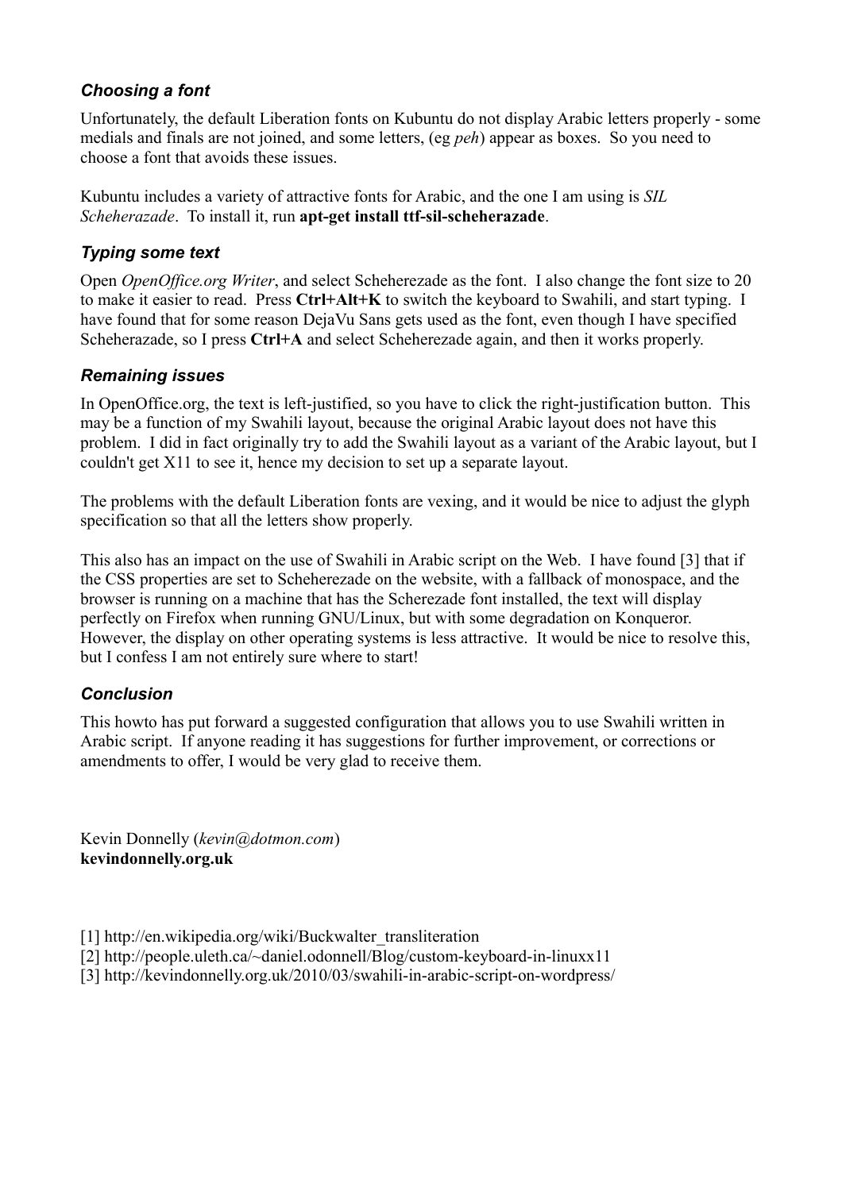### *Choosing a font*

Unfortunately, the default Liberation fonts on Kubuntu do not display Arabic letters properly - some medials and finals are not joined, and some letters, (eg *peh*) appear as boxes. So you need to choose a font that avoids these issues.

Kubuntu includes a variety of attractive fonts for Arabic, and the one I am using is *SIL Scheherazade*. To install it, run **apt-get install ttf-sil-scheherazade**.

### *Typing some text*

Open *OpenOffice.org Writer*, and select Scheherezade as the font. I also change the font size to 20 to make it easier to read. Press **Ctrl+Alt+K** to switch the keyboard to Swahili, and start typing. I have found that for some reason DejaVu Sans gets used as the font, even though I have specified Scheherazade, so I press **Ctrl+A** and select Scheherezade again, and then it works properly.

### *Remaining issues*

In OpenOffice.org, the text is left-justified, so you have to click the right-justification button. This may be a function of my Swahili layout, because the original Arabic layout does not have this problem. I did in fact originally try to add the Swahili layout as a variant of the Arabic layout, but I couldn't get X11 to see it, hence my decision to set up a separate layout.

The problems with the default Liberation fonts are vexing, and it would be nice to adjust the glyph specification so that all the letters show properly.

This also has an impact on the use of Swahili in Arabic script on the Web. I have found [3] that if the CSS properties are set to Scheherezade on the website, with a fallback of monospace, and the browser is running on a machine that has the Scherezade font installed, the text will display perfectly on Firefox when running GNU/Linux, but with some degradation on Konqueror. However, the display on other operating systems is less attractive. It would be nice to resolve this, but I confess I am not entirely sure where to start!

### *Conclusion*

This howto has put forward a suggested configuration that allows you to use Swahili written in Arabic script. If anyone reading it has suggestions for further improvement, or corrections or amendments to offer, I would be very glad to receive them.

Kevin Donnelly (*kevin@dotmon.com*)
**kevindonnelly.org.uk**

[1] http://en.wikipedia.org/wiki/Buckwalter_transliteration
[2] http://people.uleth.ca/~daniel.odonnell/Blog/custom-keyboard-in-linuxx11
[3] http://kevindonnelly.org.uk/2010/03/swahili-in-arabic-script-on-wordpress/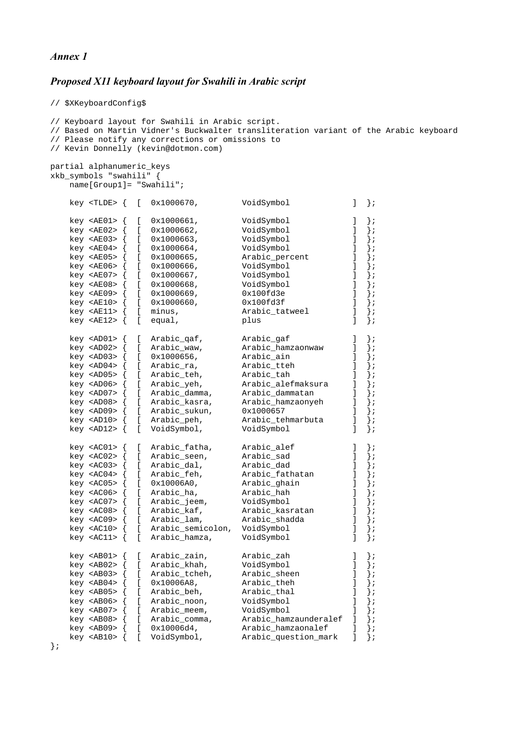*Annex 1*

## *Proposed X11 keyboard layout for Swahili in Arabic script*

```
// $XKeyboardConfig$

// Keyboard layout for Swahili in Arabic script.
// Based on Martin Vidner's Buckwalter transliteration variant of the Arabic keyboard
// Please notify any corrections or omissions to
// Kevin Donnelly (kevin@dotmon.com)

partial alphanumeric_keys
xkb_symbols "swahili" {
    name[Group1]= "Swahili";

    key <TLDE> {  [  0x1000670,          VoidSymbol            ]  };

    key <AE01> {  [  0x1000661,          VoidSymbol            ]  };
    key <AE02> {  [  0x1000662,          VoidSymbol            ]  };
    key <AE03> {  [  0x1000663,          VoidSymbol            ]  };
    key <AE04> {  [  0x1000664,          VoidSymbol            ]  };
    key <AE05> {  [  0x1000665,          Arabic_percent        ]  };
    key <AE06> {  [  0x1000666,          VoidSymbol            ]  };
    key <AE07> {  [  0x1000667,          VoidSymbol            ]  };
    key <AE08> {  [  0x1000668,          VoidSymbol            ]  };
    key <AE09> {  [  0x1000669,          0x100fd3e             ]  };
    key <AE10> {  [  0x1000660,          0x100fd3f             ]  };
    key <AE11> {  [  minus,              Arabic_tatweel        ]  };
    key <AE12> {  [  equal,              plus                  ]  };

    key <AD01> {  [  Arabic_qaf,         Arabic_gaf            ]  };
    key <AD02> {  [  Arabic_waw,         Arabic_hamzaonwaw     ]  };
    key <AD03> {  [  0x1000656,          Arabic_ain            ]  };
    key <AD04> {  [  Arabic_ra,          Arabic_tteh           ]  };
    key <AD05> {  [  Arabic_teh,         Arabic_tah            ]  };
    key <AD06> {  [  Arabic_yeh,         Arabic_alefmaksura    ]  };
    key <AD07> {  [  Arabic_damma,       Arabic_dammatan       ]  };
    key <AD08> {  [  Arabic_kasra,       Arabic_hamzaonyeh     ]  };
    key <AD09> {  [  Arabic_sukun,       0x1000657             ]  };
    key <AD10> {  [  Arabic_peh,         Arabic_tehmarbuta     ]  };
    key <AD12> {  [  VoidSymbol,         VoidSymbol            ]  };

    key <AC01> {  [  Arabic_fatha,       Arabic_alef           ]  };
    key <AC02> {  [  Arabic_seen,        Arabic_sad            ]  };
    key <AC03> {  [  Arabic_dal,         Arabic_dad            ]  };
    key <AC04> {  [  Arabic_feh,         Arabic_fathatan       ]  };
    key <AC05> {  [  0x10006A0,          Arabic_ghain          ]  };
    key <AC06> {  [  Arabic_ha,          Arabic_hah            ]  };
    key <AC07> {  [  Arabic_jeem,        VoidSymbol            ]  };
    key <AC08> {  [  Arabic_kaf,         Arabic_kasratan       ]  };
    key <AC09> {  [  Arabic_lam,         Arabic_shadda         ]  };
    key <AC10> {  [  Arabic_semicolon,   VoidSymbol            ]  };
    key <AC11> {  [  Arabic_hamza,       VoidSymbol            ]  };

    key <AB01> {  [  Arabic_zain,        Arabic_zah            ]  };
    key <AB02> {  [  Arabic_khah,        VoidSymbol            ]  };
    key <AB03> {  [  Arabic_tcheh,       Arabic_sheen          ]  };
    key <AB04> {  [  0x10006A8,          Arabic_theh           ]  };
    key <AB05> {  [  Arabic_beh,         Arabic_thal           ]  };
    key <AB06> {  [  Arabic_noon,        VoidSymbol            ]  };
    key <AB07> {  [  Arabic_meem,        VoidSymbol            ]  };
    key <AB08> {  [  Arabic_comma,       Arabic_hamzaunderalef ]  };
    key <AB09> {  [  0x10006d4,          Arabic_hamzaonalef    ]  };
    key <AB10> {  [  VoidSymbol,         Arabic_question_mark  ]  };
};
```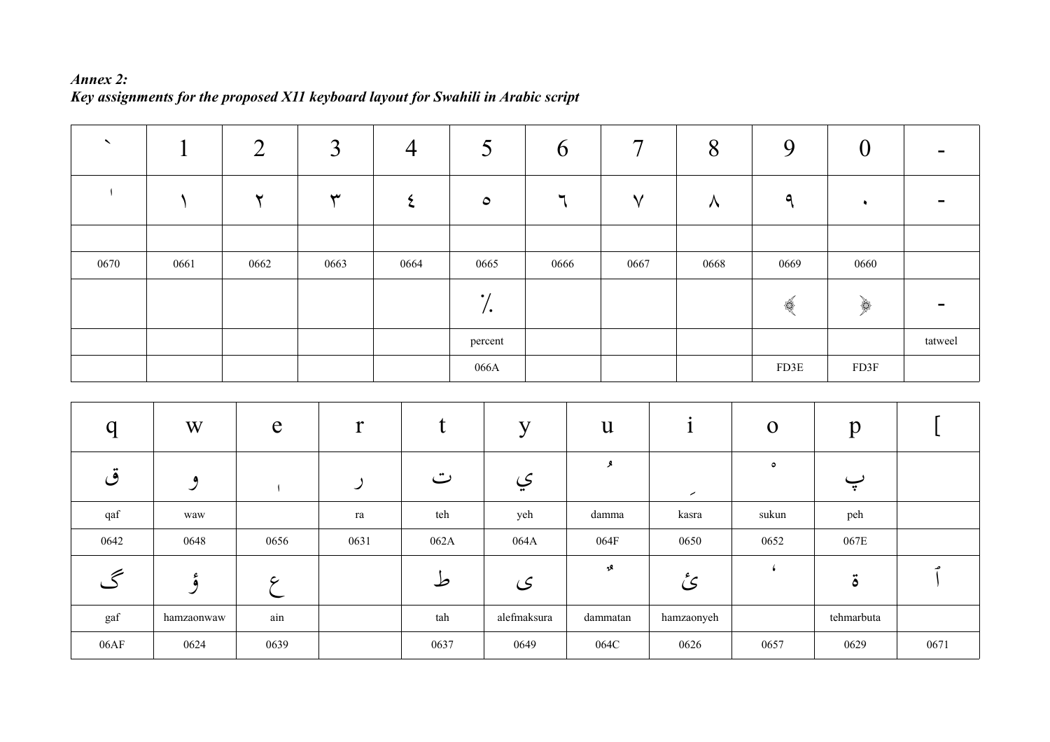***Annex 2:***
***Key assignments for the proposed X11 keyboard layout for Swahili in Arabic script***

| ` | 1 | 2 | 3 | 4 | 5 | 6 | 7 | 8 | 9 | 0 | - |
|---|---|---|---|---|---|---|---|---|---|---|---|
| ٰ | ١ | ٢ | ٣ | ٤ | ٥ | ٦ | ٧ | ٨ | ٩ | ٠ | - |
| | | | | | | | | | | | |
| 0670 | 0661 | 0662 | 0663 | 0664 | 0665 | 0666 | 0667 | 0668 | 0669 | 0660 | |
| | | | | | ٪ | | | | ﴾ | ﴿ | - |
| | | | | | percent | | | | | | tatweel |
| | | | | | 066A | | | | FD3E | FD3F | |

| q | w | e | r | t | y | u | i | o | p | [ |
|---|---|---|---|---|---|---|---|---|---|---|
| ق | و | ٖ | ر | ت | ي | ُ | ِ | ْ | پ | |
| qaf | waw | | ra | teh | yeh | damma | kasra | sukun | peh | |
| 0642 | 0648 | 0656 | 0631 | 062A | 064A | 064F | 0650 | 0652 | 067E | |
| گ | ؤ | ع | | ط | ى | ٌ | ئ | ٗ | ة | ٱ |
| gaf | hamzaonwaw | ain | | tah | alefmaksura | dammatan | hamzaonyeh | | tehmarbuta | |
| 06AF | 0624 | 0639 | | 0637 | 0649 | 064C | 0626 | 0657 | 0629 | 0671 |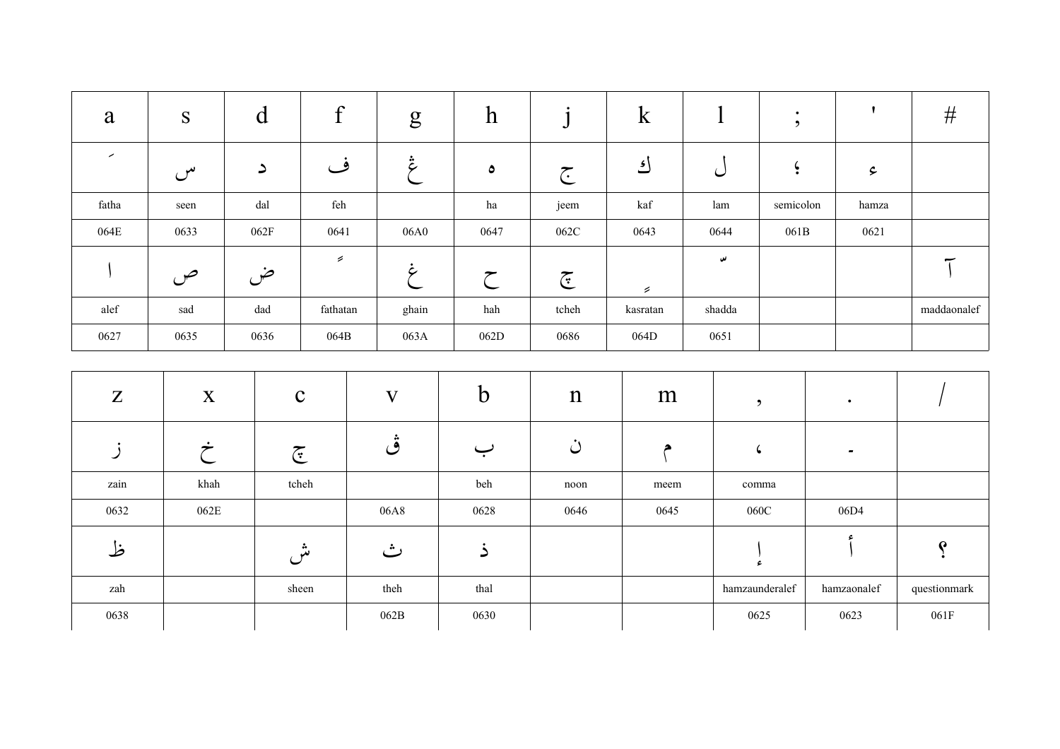| a | s | d | f | g | h | j | k | l | ; | ' | # |
|---|---|---|---|---|---|---|---|---|---|---|---|
| َ | س | د | ف | ڠ | ه | ج | ك | ل | ؛ | ء | |
| fatha | seen | dal | feh | | ha | jeem | kaf | lam | semicolon | hamza | |
| 064E | 0633 | 062F | 0641 | 06A0 | 0647 | 062C | 0643 | 0644 | 061B | 0621 | |
| ا | ص | ض | ً | غ | ح | چ | ٍ | ّ | | | آ |
| alef | sad | dad | fathatan | ghain | hah | tcheh | kasratan | shadda | | | maddaonalef |
| 0627 | 0635 | 0636 | 064B | 063A | 062D | 0686 | 064D | 0651 | | | |

| z | x | c | v | b | n | m | , | . | / |
|---|---|---|---|---|---|---|---|---|---|
| ز | خ | چ | ڨ | ب | ن | م | ، | ۔ | |
| zain | khah | tcheh | | beh | noon | meem | comma | | |
| 0632 | 062E | | 06A8 | 0628 | 0646 | 0645 | 060C | 06D4 | |
| ظ | | ش | ث | ذ | | | إ | أ | ؟ |
| zah | | sheen | theh | thal | | | hamzaunderalef | hamzaonalef | questionmark |
| 0638 | | | 062B | 0630 | | | 0625 | 0623 | 061F |